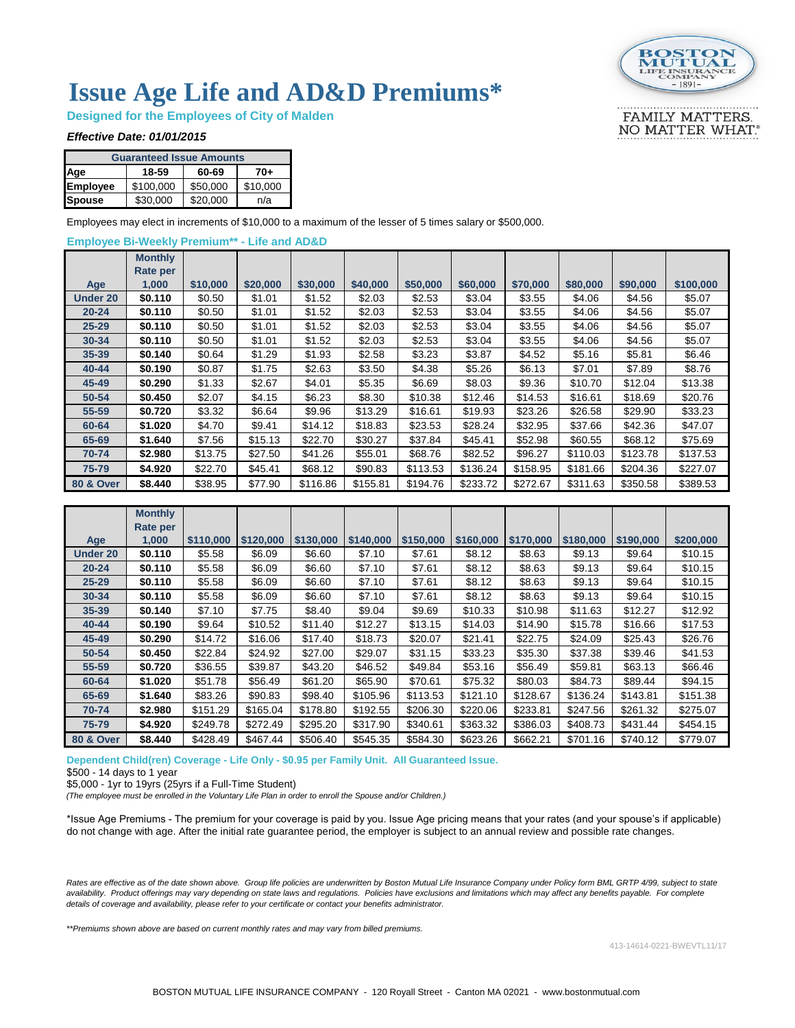# Issue Age Life and AD&D Premiums*

**Designed for the Employees of City of Malden**

***Effective Date: 01/01/2015***

BOSTON MUTUAL LIFE INSURANCE COMPANY - 1891 -

FAMILY MATTERS. NO MATTER WHAT.®

| Guaranteed Issue Amounts | | | |
|---|---|---|---|
| **Age** | **18-59** | **60-69** | **70+** |
| **Employee** | $100,000 | $50,000 | $10,000 |
| **Spouse** | $30,000 | $20,000 | n/a |

Employees may elect in increments of $10,000 to a maximum of the lesser of 5 times salary or $500,000.

**Employee Bi-Weekly Premium** - Life and AD&D**

| Age | Monthly Rate per 1,000 | $10,000 | $20,000 | $30,000 | $40,000 | $50,000 | $60,000 | $70,000 | $80,000 | $90,000 | $100,000 |
|---|---|---|---|---|---|---|---|---|---|---|---|
| **Under 20** | **$0.110** | $0.50 | $1.01 | $1.52 | $2.03 | $2.53 | $3.04 | $3.55 | $4.06 | $4.56 | $5.07 |
| **20-24** | **$0.110** | $0.50 | $1.01 | $1.52 | $2.03 | $2.53 | $3.04 | $3.55 | $4.06 | $4.56 | $5.07 |
| **25-29** | **$0.110** | $0.50 | $1.01 | $1.52 | $2.03 | $2.53 | $3.04 | $3.55 | $4.06 | $4.56 | $5.07 |
| **30-34** | **$0.110** | $0.50 | $1.01 | $1.52 | $2.03 | $2.53 | $3.04 | $3.55 | $4.06 | $4.56 | $5.07 |
| **35-39** | **$0.140** | $0.64 | $1.29 | $1.93 | $2.58 | $3.23 | $3.87 | $4.52 | $5.16 | $5.81 | $6.46 |
| **40-44** | **$0.190** | $0.87 | $1.75 | $2.63 | $3.50 | $4.38 | $5.26 | $6.13 | $7.01 | $7.89 | $8.76 |
| **45-49** | **$0.290** | $1.33 | $2.67 | $4.01 | $5.35 | $6.69 | $8.03 | $9.36 | $10.70 | $12.04 | $13.38 |
| **50-54** | **$0.450** | $2.07 | $4.15 | $6.23 | $8.30 | $10.38 | $12.46 | $14.53 | $16.61 | $18.69 | $20.76 |
| **55-59** | **$0.720** | $3.32 | $6.64 | $9.96 | $13.29 | $16.61 | $19.93 | $23.26 | $26.58 | $29.90 | $33.23 |
| **60-64** | **$1.020** | $4.70 | $9.41 | $14.12 | $18.83 | $23.53 | $28.24 | $32.95 | $37.66 | $42.36 | $47.07 |
| **65-69** | **$1.640** | $7.56 | $15.13 | $22.70 | $30.27 | $37.84 | $45.41 | $52.98 | $60.55 | $68.12 | $75.69 |
| **70-74** | **$2.980** | $13.75 | $27.50 | $41.26 | $55.01 | $68.76 | $82.52 | $96.27 | $110.03 | $123.78 | $137.53 |
| **75-79** | **$4.920** | $22.70 | $45.41 | $68.12 | $90.83 | $113.53 | $136.24 | $158.95 | $181.66 | $204.36 | $227.07 |
| **80 & Over** | **$8.440** | $38.95 | $77.90 | $116.86 | $155.81 | $194.76 | $233.72 | $272.67 | $311.63 | $350.58 | $389.53 |

| Age | Monthly Rate per 1,000 | $110,000 | $120,000 | $130,000 | $140,000 | $150,000 | $160,000 | $170,000 | $180,000 | $190,000 | $200,000 |
|---|---|---|---|---|---|---|---|---|---|---|---|
| **Under 20** | **$0.110** | $5.58 | $6.09 | $6.60 | $7.10 | $7.61 | $8.12 | $8.63 | $9.13 | $9.64 | $10.15 |
| **20-24** | **$0.110** | $5.58 | $6.09 | $6.60 | $7.10 | $7.61 | $8.12 | $8.63 | $9.13 | $9.64 | $10.15 |
| **25-29** | **$0.110** | $5.58 | $6.09 | $6.60 | $7.10 | $7.61 | $8.12 | $8.63 | $9.13 | $9.64 | $10.15 |
| **30-34** | **$0.110** | $5.58 | $6.09 | $6.60 | $7.10 | $7.61 | $8.12 | $8.63 | $9.13 | $9.64 | $10.15 |
| **35-39** | **$0.140** | $7.10 | $7.75 | $8.40 | $9.04 | $9.69 | $10.33 | $10.98 | $11.63 | $12.27 | $12.92 |
| **40-44** | **$0.190** | $9.64 | $10.52 | $11.40 | $12.27 | $13.15 | $14.03 | $14.90 | $15.78 | $16.66 | $17.53 |
| **45-49** | **$0.290** | $14.72 | $16.06 | $17.40 | $18.73 | $20.07 | $21.41 | $22.75 | $24.09 | $25.43 | $26.76 |
| **50-54** | **$0.450** | $22.84 | $24.92 | $27.00 | $29.07 | $31.15 | $33.23 | $35.30 | $37.38 | $39.46 | $41.53 |
| **55-59** | **$0.720** | $36.55 | $39.87 | $43.20 | $46.52 | $49.84 | $53.16 | $56.49 | $59.81 | $63.13 | $66.46 |
| **60-64** | **$1.020** | $51.78 | $56.49 | $61.20 | $65.90 | $70.61 | $75.32 | $80.03 | $84.73 | $89.44 | $94.15 |
| **65-69** | **$1.640** | $83.26 | $90.83 | $98.40 | $105.96 | $113.53 | $121.10 | $128.67 | $136.24 | $143.81 | $151.38 |
| **70-74** | **$2.980** | $151.29 | $165.04 | $178.80 | $192.55 | $206.30 | $220.06 | $233.81 | $247.56 | $261.32 | $275.07 |
| **75-79** | **$4.920** | $249.78 | $272.49 | $295.20 | $317.90 | $340.61 | $363.32 | $386.03 | $408.73 | $431.44 | $454.15 |
| **80 & Over** | **$8.440** | $428.49 | $467.44 | $506.40 | $545.35 | $584.30 | $623.26 | $662.21 | $701.16 | $740.12 | $779.07 |

**Dependent Child(ren) Coverage - Life Only - $0.95 per Family Unit. All Guaranteed Issue.**

$500 - 14 days to 1 year

$5,000 - 1yr to 19yrs (25yrs if a Full-Time Student)

*(The employee must be enrolled in the Voluntary Life Plan in order to enroll the Spouse and/or Children.)*

*Issue Age Premiums - The premium for your coverage is paid by you. Issue Age pricing means that your rates (and your spouse's if applicable) do not change with age. After the initial rate guarantee period, the employer is subject to an annual review and possible rate changes.

*Rates are effective as of the date shown above. Group life policies are underwritten by Boston Mutual Life Insurance Company under Policy form BML GRTP 4/99, subject to state availability. Product offerings may vary depending on state laws and regulations. Policies have exclusions and limitations which may affect any benefits payable. For complete details of coverage and availability, please refer to your certificate or contact your benefits administrator.*

*\*\*Premiums shown above are based on current monthly rates and may vary from billed premiums.*

413-14614-0221-BWEVTL11/17

BOSTON MUTUAL LIFE INSURANCE COMPANY - 120 Royall Street - Canton MA 02021 - www.bostonmutual.com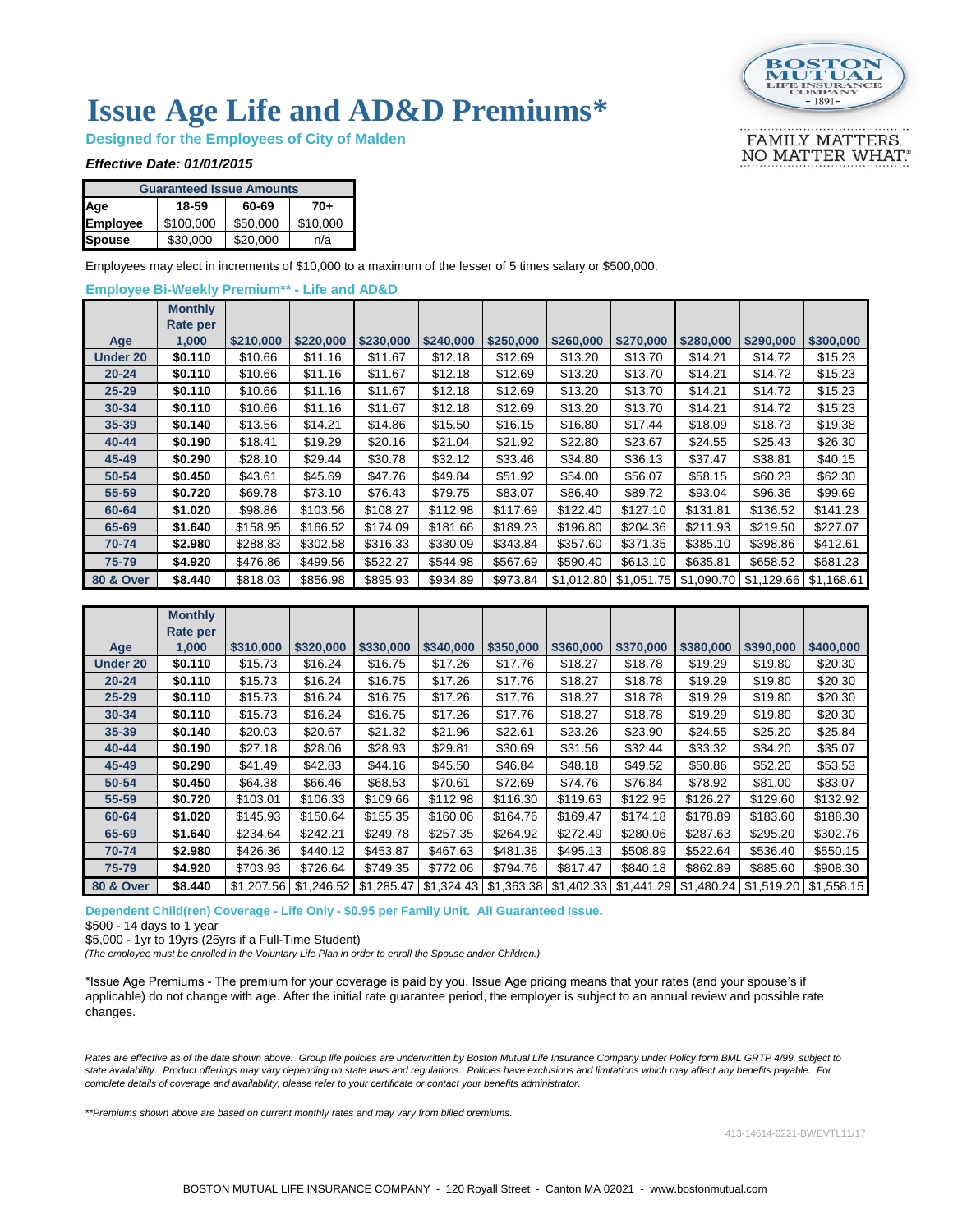# Issue Age Life and AD&D Premiums*

**Designed for the Employees of City of Malden**

***Effective Date: 01/01/2015***

| Guaranteed Issue Amounts | | | |
|---|---|---|---|
| **Age** | **18-59** | **60-69** | **70+** |
| **Employee** | $100,000 | $50,000 | $10,000 |
| **Spouse** | $30,000 | $20,000 | n/a |

Employees may elect in increments of $10,000 to a maximum of the lesser of 5 times salary or $500,000.

**Employee Bi-Weekly Premium** - Life and AD&D**

| Age | Monthly Rate per 1,000 | $210,000 | $220,000 | $230,000 | $240,000 | $250,000 | $260,000 | $270,000 | $280,000 | $290,000 | $300,000 |
|---|---|---|---|---|---|---|---|---|---|---|---|
| **Under 20** | **$0.110** | $10.66 | $11.16 | $11.67 | $12.18 | $12.69 | $13.20 | $13.70 | $14.21 | $14.72 | $15.23 |
| **20-24** | **$0.110** | $10.66 | $11.16 | $11.67 | $12.18 | $12.69 | $13.20 | $13.70 | $14.21 | $14.72 | $15.23 |
| **25-29** | **$0.110** | $10.66 | $11.16 | $11.67 | $12.18 | $12.69 | $13.20 | $13.70 | $14.21 | $14.72 | $15.23 |
| **30-34** | **$0.110** | $10.66 | $11.16 | $11.67 | $12.18 | $12.69 | $13.20 | $13.70 | $14.21 | $14.72 | $15.23 |
| **35-39** | **$0.140** | $13.56 | $14.21 | $14.86 | $15.50 | $16.15 | $16.80 | $17.44 | $18.09 | $18.73 | $19.38 |
| **40-44** | **$0.190** | $18.41 | $19.29 | $20.16 | $21.04 | $21.92 | $22.80 | $23.67 | $24.55 | $25.43 | $26.30 |
| **45-49** | **$0.290** | $28.10 | $29.44 | $30.78 | $32.12 | $33.46 | $34.80 | $36.13 | $37.47 | $38.81 | $40.15 |
| **50-54** | **$0.450** | $43.61 | $45.69 | $47.76 | $49.84 | $51.92 | $54.00 | $56.07 | $58.15 | $60.23 | $62.30 |
| **55-59** | **$0.720** | $69.78 | $73.10 | $76.43 | $79.75 | $83.07 | $86.40 | $89.72 | $93.04 | $96.36 | $99.69 |
| **60-64** | **$1.020** | $98.86 | $103.56 | $108.27 | $112.98 | $117.69 | $122.40 | $127.10 | $131.81 | $136.52 | $141.23 |
| **65-69** | **$1.640** | $158.95 | $166.52 | $174.09 | $181.66 | $189.23 | $196.80 | $204.36 | $211.93 | $219.50 | $227.07 |
| **70-74** | **$2.980** | $288.83 | $302.58 | $316.33 | $330.09 | $343.84 | $357.60 | $371.35 | $385.10 | $398.86 | $412.61 |
| **75-79** | **$4.920** | $476.86 | $499.56 | $522.27 | $544.98 | $567.69 | $590.40 | $613.10 | $635.81 | $658.52 | $681.23 |
| **80 & Over** | **$8.440** | $818.03 | $856.98 | $895.93 | $934.89 | $973.84 | $1,012.80 | $1,051.75 | $1,090.70 | $1,129.66 | $1,168.61 |

| Age | Monthly Rate per 1,000 | $310,000 | $320,000 | $330,000 | $340,000 | $350,000 | $360,000 | $370,000 | $380,000 | $390,000 | $400,000 |
|---|---|---|---|---|---|---|---|---|---|---|---|
| **Under 20** | **$0.110** | $15.73 | $16.24 | $16.75 | $17.26 | $17.76 | $18.27 | $18.78 | $19.29 | $19.80 | $20.30 |
| **20-24** | **$0.110** | $15.73 | $16.24 | $16.75 | $17.26 | $17.76 | $18.27 | $18.78 | $19.29 | $19.80 | $20.30 |
| **25-29** | **$0.110** | $15.73 | $16.24 | $16.75 | $17.26 | $17.76 | $18.27 | $18.78 | $19.29 | $19.80 | $20.30 |
| **30-34** | **$0.110** | $15.73 | $16.24 | $16.75 | $17.26 | $17.76 | $18.27 | $18.78 | $19.29 | $19.80 | $20.30 |
| **35-39** | **$0.140** | $20.03 | $20.67 | $21.32 | $21.96 | $22.61 | $23.26 | $23.90 | $24.55 | $25.20 | $25.84 |
| **40-44** | **$0.190** | $27.18 | $28.06 | $28.93 | $29.81 | $30.69 | $31.56 | $32.44 | $33.32 | $34.20 | $35.07 |
| **45-49** | **$0.290** | $41.49 | $42.83 | $44.16 | $45.50 | $46.84 | $48.18 | $49.52 | $50.86 | $52.20 | $53.53 |
| **50-54** | **$0.450** | $64.38 | $66.46 | $68.53 | $70.61 | $72.69 | $74.76 | $76.84 | $78.92 | $81.00 | $83.07 |
| **55-59** | **$0.720** | $103.01 | $106.33 | $109.66 | $112.98 | $116.30 | $119.63 | $122.95 | $126.27 | $129.60 | $132.92 |
| **60-64** | **$1.020** | $145.93 | $150.64 | $155.35 | $160.06 | $164.76 | $169.47 | $174.18 | $178.89 | $183.60 | $188.30 |
| **65-69** | **$1.640** | $234.64 | $242.21 | $249.78 | $257.35 | $264.92 | $272.49 | $280.06 | $287.63 | $295.20 | $302.76 |
| **70-74** | **$2.980** | $426.36 | $440.12 | $453.87 | $467.63 | $481.38 | $495.13 | $508.89 | $522.64 | $536.40 | $550.15 |
| **75-79** | **$4.920** | $703.93 | $726.64 | $749.35 | $772.06 | $794.76 | $817.47 | $840.18 | $862.89 | $885.60 | $908.30 |
| **80 & Over** | **$8.440** | $1,207.56 | $1,246.52 | $1,285.47 | $1,324.43 | $1,363.38 | $1,402.33 | $1,441.29 | $1,480.24 | $1,519.20 | $1,558.15 |

**Dependent Child(ren) Coverage - Life Only - $0.95 per Family Unit. All Guaranteed Issue.**

$500 - 14 days to 1 year

$5,000 - 1yr to 19yrs (25yrs if a Full-Time Student)

*(The employee must be enrolled in the Voluntary Life Plan in order to enroll the Spouse and/or Children.)*

*Issue Age Premiums - The premium for your coverage is paid by you. Issue Age pricing means that your rates (and your spouse's if applicable) do not change with age. After the initial rate guarantee period, the employer is subject to an annual review and possible rate changes.

*Rates are effective as of the date shown above. Group life policies are underwritten by Boston Mutual Life Insurance Company under Policy form BML GRTP 4/99, subject to state availability. Product offerings may vary depending on state laws and regulations. Policies have exclusions and limitations which may affect any benefits payable. For complete details of coverage and availability, please refer to your certificate or contact your benefits administrator.*

*\*\*Premiums shown above are based on current monthly rates and may vary from billed premiums.*

413-14614-0221-BWEVTL11/17

BOSTON MUTUAL LIFE INSURANCE COMPANY - 120 Royall Street - Canton MA 02021 - www.bostonmutual.com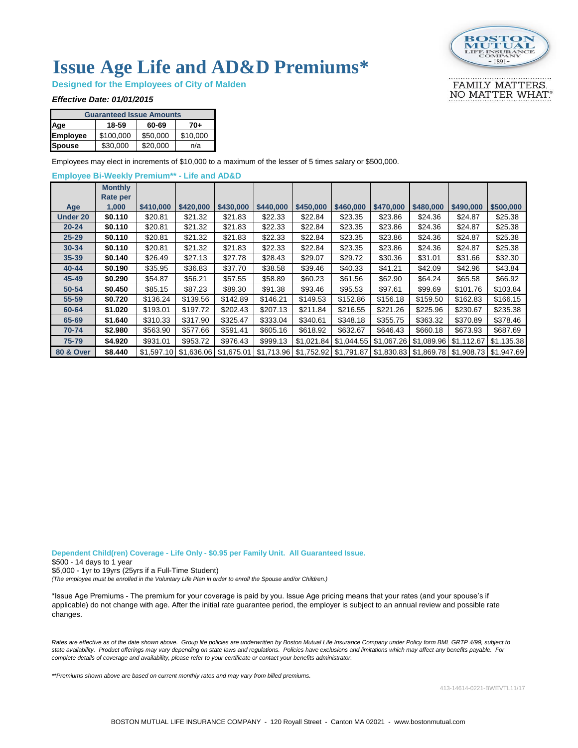# Issue Age Life and AD&D Premiums*

**Designed for the Employees of City of Malden**

***Effective Date: 01/01/2015***

FAMILY MATTERS. NO MATTER WHAT.®

| Guaranteed Issue Amounts | | | |
|---|---|---|---|
| **Age** | **18-59** | **60-69** | **70+** |
| **Employee** | $100,000 | $50,000 | $10,000 |
| **Spouse** | $30,000 | $20,000 | n/a |

Employees may elect in increments of $10,000 to a maximum of the lesser of 5 times salary or $500,000.

**Employee Bi-Weekly Premium** - Life and AD&D**

| Age | Monthly Rate per 1,000 | $410,000 | $420,000 | $430,000 | $440,000 | $450,000 | $460,000 | $470,000 | $480,000 | $490,000 | $500,000 |
|---|---|---|---|---|---|---|---|---|---|---|---|
| **Under 20** | **$0.110** | $20.81 | $21.32 | $21.83 | $22.33 | $22.84 | $23.35 | $23.86 | $24.36 | $24.87 | $25.38 |
| **20-24** | **$0.110** | $20.81 | $21.32 | $21.83 | $22.33 | $22.84 | $23.35 | $23.86 | $24.36 | $24.87 | $25.38 |
| **25-29** | **$0.110** | $20.81 | $21.32 | $21.83 | $22.33 | $22.84 | $23.35 | $23.86 | $24.36 | $24.87 | $25.38 |
| **30-34** | **$0.110** | $20.81 | $21.32 | $21.83 | $22.33 | $22.84 | $23.35 | $23.86 | $24.36 | $24.87 | $25.38 |
| **35-39** | **$0.140** | $26.49 | $27.13 | $27.78 | $28.43 | $29.07 | $29.72 | $30.36 | $31.01 | $31.66 | $32.30 |
| **40-44** | **$0.190** | $35.95 | $36.83 | $37.70 | $38.58 | $39.46 | $40.33 | $41.21 | $42.09 | $42.96 | $43.84 |
| **45-49** | **$0.290** | $54.87 | $56.21 | $57.55 | $58.89 | $60.23 | $61.56 | $62.90 | $64.24 | $65.58 | $66.92 |
| **50-54** | **$0.450** | $85.15 | $87.23 | $89.30 | $91.38 | $93.46 | $95.53 | $97.61 | $99.69 | $101.76 | $103.84 |
| **55-59** | **$0.720** | $136.24 | $139.56 | $142.89 | $146.21 | $149.53 | $152.86 | $156.18 | $159.50 | $162.83 | $166.15 |
| **60-64** | **$1.020** | $193.01 | $197.72 | $202.43 | $207.13 | $211.84 | $216.55 | $221.26 | $225.96 | $230.67 | $235.38 |
| **65-69** | **$1.640** | $310.33 | $317.90 | $325.47 | $333.04 | $340.61 | $348.18 | $355.75 | $363.32 | $370.89 | $378.46 |
| **70-74** | **$2.980** | $563.90 | $577.66 | $591.41 | $605.16 | $618.92 | $632.67 | $646.43 | $660.18 | $673.93 | $687.69 |
| **75-79** | **$4.920** | $931.01 | $953.72 | $976.43 | $999.13 | $1,021.84 | $1,044.55 | $1,067.26 | $1,089.96 | $1,112.67 | $1,135.38 |
| **80 & Over** | **$8.440** | $1,597.10 | $1,636.06 | $1,675.01 | $1,713.96 | $1,752.92 | $1,791.87 | $1,830.83 | $1,869.78 | $1,908.73 | $1,947.69 |

**Dependent Child(ren) Coverage - Life Only - $0.95 per Family Unit. All Guaranteed Issue.**

$500 - 14 days to 1 year

$5,000 - 1yr to 19yrs (25yrs if a Full-Time Student)

*(The employee must be enrolled in the Voluntary Life Plan in order to enroll the Spouse and/or Children.)*

*Issue Age Premiums - The premium for your coverage is paid by you. Issue Age pricing means that your rates (and your spouse's if applicable) do not change with age. After the initial rate guarantee period, the employer is subject to an annual review and possible rate changes.

*Rates are effective as of the date shown above. Group life policies are underwritten by Boston Mutual Life Insurance Company under Policy form BML GRTP 4/99, subject to state availability. Product offerings may vary depending on state laws and regulations. Policies have exclusions and limitations which may affect any benefits payable. For complete details of coverage and availability, please refer to your certificate or contact your benefits administrator.*

*\*\*Premiums shown above are based on current monthly rates and may vary from billed premiums.*

413-14614-0221-BWEVTL11/17

BOSTON MUTUAL LIFE INSURANCE COMPANY - 120 Royall Street - Canton MA 02021 - www.bostonmutual.com